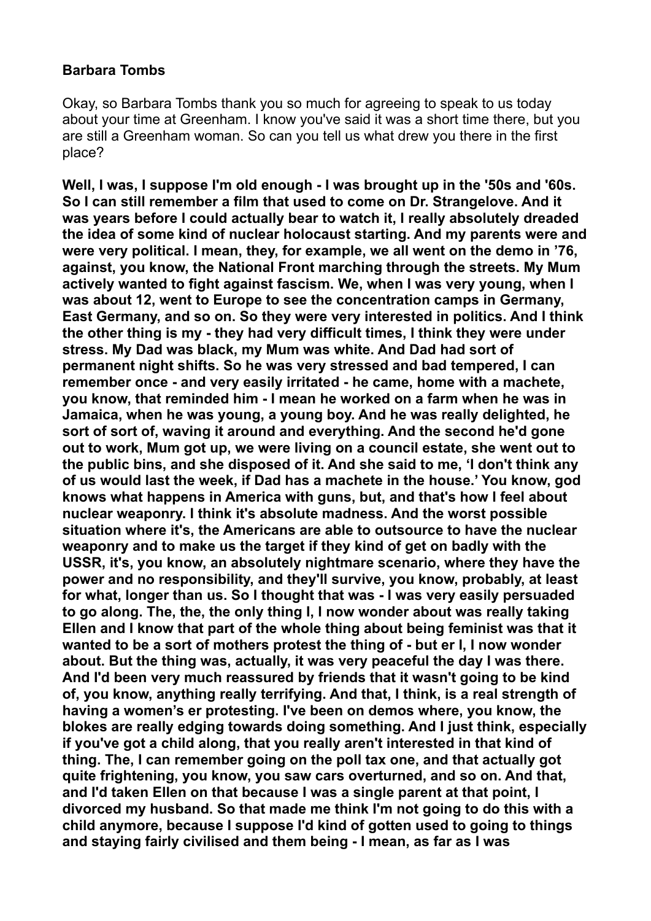**Barbara Tombs**

Okay, so Barbara Tombs thank you so much for agreeing to speak to us today about your time at Greenham. I know you've said it was a short time there, but you are still a Greenham woman. So can you tell us what drew you there in the first place?

**Well, I was, I suppose I'm old enough - I was brought up in the '50s and '60s. So I can still remember a film that used to come on Dr. Strangelove. And it was years before I could actually bear to watch it, I really absolutely dreaded the idea of some kind of nuclear holocaust starting. And my parents were and were very political. I mean, they, for example, we all went on the demo in '76, against, you know, the National Front marching through the streets. My Mum actively wanted to fight against fascism. We, when I was very young, when I was about 12, went to Europe to see the concentration camps in Germany, East Germany, and so on. So they were very interested in politics. And I think the other thing is my - they had very difficult times, I think they were under stress. My Dad was black, my Mum was white. And Dad had sort of permanent night shifts. So he was very stressed and bad tempered, I can remember once - and very easily irritated - he came, home with a machete, you know, that reminded him - I mean he worked on a farm when he was in Jamaica, when he was young, a young boy. And he was really delighted, he sort of sort of, waving it around and everything. And the second he'd gone out to work, Mum got up, we were living on a council estate, she went out to the public bins, and she disposed of it. And she said to me, 'I don't think any of us would last the week, if Dad has a machete in the house.' You know, god knows what happens in America with guns, but, and that's how I feel about nuclear weaponry. I think it's absolute madness. And the worst possible situation where it's, the Americans are able to outsource to have the nuclear weaponry and to make us the target if they kind of get on badly with the USSR, it's, you know, an absolutely nightmare scenario, where they have the power and no responsibility, and they'll survive, you know, probably, at least for what, longer than us. So I thought that was - I was very easily persuaded to go along. The, the, the only thing I, I now wonder about was really taking Ellen and I know that part of the whole thing about being feminist was that it wanted to be a sort of mothers protest the thing of - but er I, I now wonder about. But the thing was, actually, it was very peaceful the day I was there. And I'd been very much reassured by friends that it wasn't going to be kind of, you know, anything really terrifying. And that, I think, is a real strength of having a women's er protesting. I've been on demos where, you know, the blokes are really edging towards doing something. And I just think, especially if you've got a child along, that you really aren't interested in that kind of thing. The, I can remember going on the poll tax one, and that actually got quite frightening, you know, you saw cars overturned, and so on. And that, and I'd taken Ellen on that because I was a single parent at that point, I divorced my husband. So that made me think I'm not going to do this with a child anymore, because I suppose I'd kind of gotten used to going to things and staying fairly civilised and them being - I mean, as far as I was**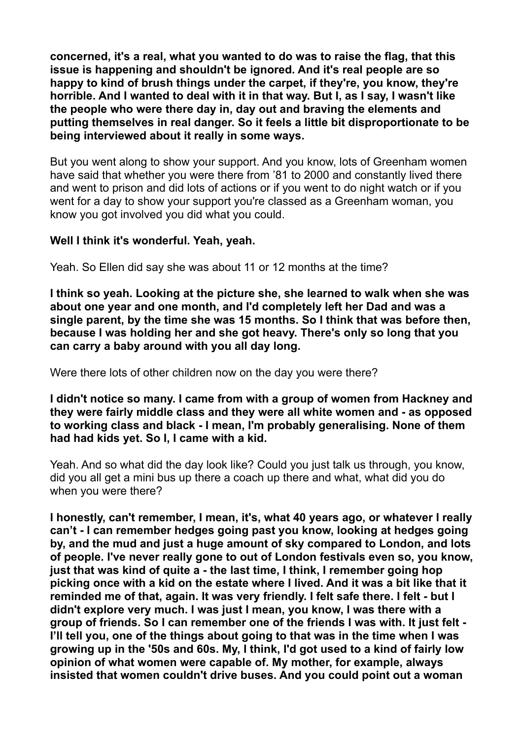**concerned, it's a real, what you wanted to do was to raise the flag, that this issue is happening and shouldn't be ignored. And it's real people are so happy to kind of brush things under the carpet, if they're, you know, they're horrible. And I wanted to deal with it in that way. But I, as I say, I wasn't like the people who were there day in, day out and braving the elements and putting themselves in real danger. So it feels a little bit disproportionate to be being interviewed about it really in some ways.**

But you went along to show your support. And you know, lots of Greenham women have said that whether you were there from '81 to 2000 and constantly lived there and went to prison and did lots of actions or if you went to do night watch or if you went for a day to show your support you're classed as a Greenham woman, you know you got involved you did what you could.

**Well I think it's wonderful. Yeah, yeah.**

Yeah. So Ellen did say she was about 11 or 12 months at the time?

**I think so yeah. Looking at the picture she, she learned to walk when she was about one year and one month, and I'd completely left her Dad and was a single parent, by the time she was 15 months. So I think that was before then, because I was holding her and she got heavy. There's only so long that you can carry a baby around with you all day long.**

Were there lots of other children now on the day you were there?

**I didn't notice so many. I came from with a group of women from Hackney and they were fairly middle class and they were all white women and - as opposed to working class and black - I mean, I'm probably generalising. None of them had had kids yet. So I, I came with a kid.**

Yeah. And so what did the day look like? Could you just talk us through, you know, did you all get a mini bus up there a coach up there and what, what did you do when you were there?

**I honestly, can't remember, I mean, it's, what 40 years ago, or whatever I really can't - I can remember hedges going past you know, looking at hedges going by, and the mud and just a huge amount of sky compared to London, and lots of people. I've never really gone to out of London festivals even so, you know, just that was kind of quite a - the last time, I think, I remember going hop picking once with a kid on the estate where I lived. And it was a bit like that it reminded me of that, again. It was very friendly. I felt safe there. I felt - but I didn't explore very much. I was just I mean, you know, I was there with a group of friends. So I can remember one of the friends I was with. It just felt - I'll tell you, one of the things about going to that was in the time when I was growing up in the '50s and 60s. My, I think, I'd got used to a kind of fairly low opinion of what women were capable of. My mother, for example, always insisted that women couldn't drive buses. And you could point out a woman**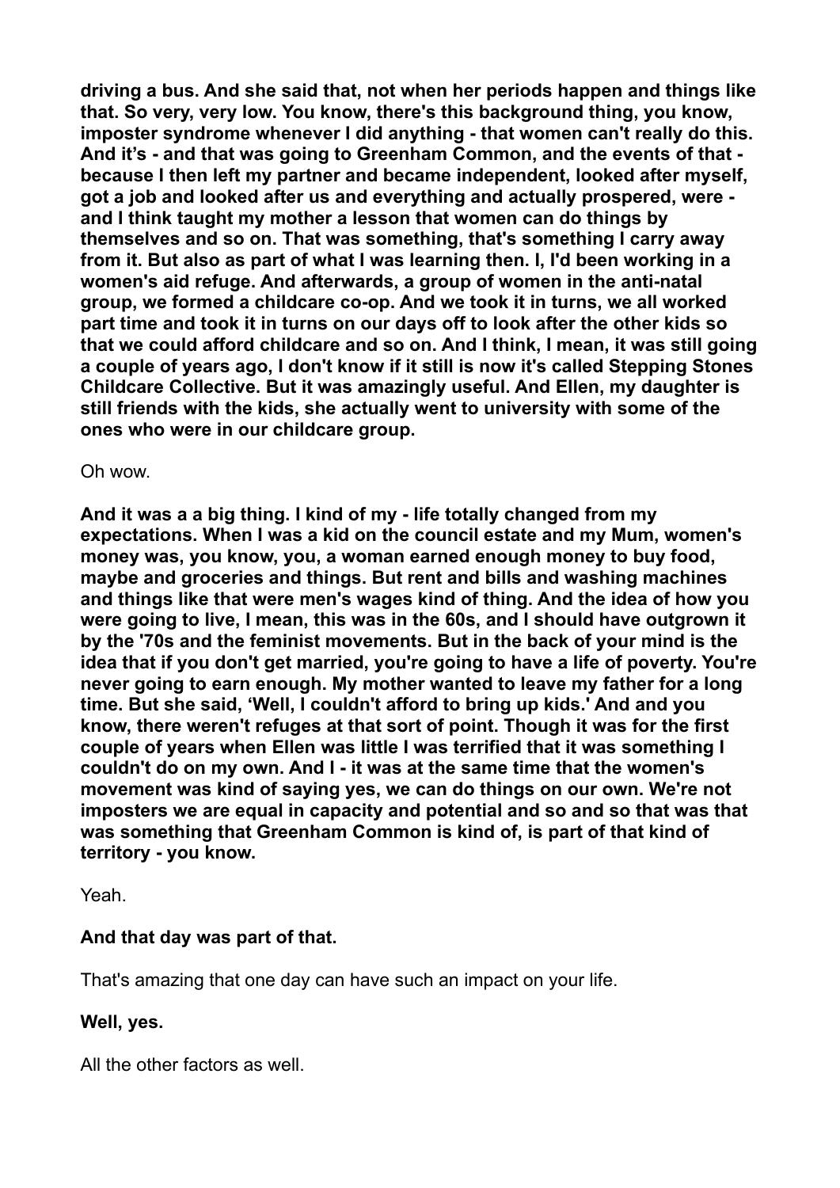**driving a bus. And she said that, not when her periods happen and things like that. So very, very low. You know, there's this background thing, you know, imposter syndrome whenever I did anything - that women can't really do this. And it's - and that was going to Greenham Common, and the events of that - because I then left my partner and became independent, looked after myself, got a job and looked after us and everything and actually prospered, were - and I think taught my mother a lesson that women can do things by themselves and so on. That was something, that's something I carry away from it. But also as part of what I was learning then. I, I'd been working in a women's aid refuge. And afterwards, a group of women in the anti-natal group, we formed a childcare co-op. And we took it in turns, we all worked part time and took it in turns on our days off to look after the other kids so that we could afford childcare and so on. And I think, I mean, it was still going a couple of years ago, I don't know if it still is now it's called Stepping Stones Childcare Collective. But it was amazingly useful. And Ellen, my daughter is still friends with the kids, she actually went to university with some of the ones who were in our childcare group.**

Oh wow.

**And it was a a big thing. I kind of my - life totally changed from my expectations. When I was a kid on the council estate and my Mum, women's money was, you know, you, a woman earned enough money to buy food, maybe and groceries and things. But rent and bills and washing machines and things like that were men's wages kind of thing. And the idea of how you were going to live, I mean, this was in the 60s, and I should have outgrown it by the '70s and the feminist movements. But in the back of your mind is the idea that if you don't get married, you're going to have a life of poverty. You're never going to earn enough. My mother wanted to leave my father for a long time. But she said, 'Well, I couldn't afford to bring up kids.' And and you know, there weren't refuges at that sort of point. Though it was for the first couple of years when Ellen was little I was terrified that it was something I couldn't do on my own. And I - it was at the same time that the women's movement was kind of saying yes, we can do things on our own. We're not imposters we are equal in capacity and potential and so and so that was that was something that Greenham Common is kind of, is part of that kind of territory - you know.**

Yeah.

**And that day was part of that.**

That's amazing that one day can have such an impact on your life.

**Well, yes.**

All the other factors as well.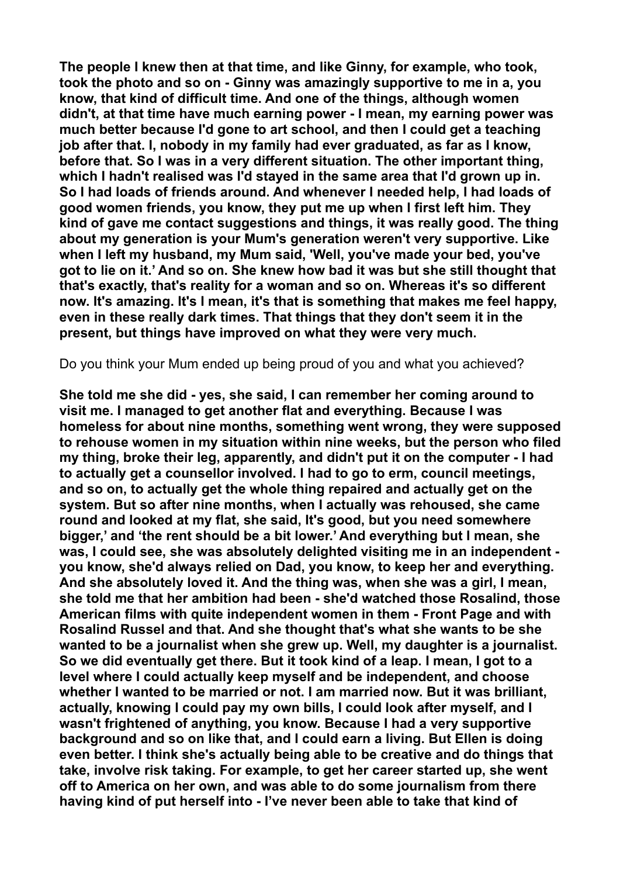**The people I knew then at that time, and like Ginny, for example, who took, took the photo and so on - Ginny was amazingly supportive to me in a, you know, that kind of difficult time. And one of the things, although women didn't, at that time have much earning power - I mean, my earning power was much better because I'd gone to art school, and then I could get a teaching job after that. I, nobody in my family had ever graduated, as far as I know, before that. So I was in a very different situation. The other important thing, which I hadn't realised was I'd stayed in the same area that I'd grown up in. So I had loads of friends around. And whenever I needed help, I had loads of good women friends, you know, they put me up when I first left him. They kind of gave me contact suggestions and things, it was really good. The thing about my generation is your Mum's generation weren't very supportive. Like when I left my husband, my Mum said, 'Well, you've made your bed, you've got to lie on it.' And so on. She knew how bad it was but she still thought that that's exactly, that's reality for a woman and so on. Whereas it's so different now. It's amazing. It's I mean, it's that is something that makes me feel happy, even in these really dark times. That things that they don't seem it in the present, but things have improved on what they were very much.**

Do you think your Mum ended up being proud of you and what you achieved?

**She told me she did - yes, she said, I can remember her coming around to visit me. I managed to get another flat and everything. Because I was homeless for about nine months, something went wrong, they were supposed to rehouse women in my situation within nine weeks, but the person who filed my thing, broke their leg, apparently, and didn't put it on the computer - I had to actually get a counsellor involved. I had to go to erm, council meetings, and so on, to actually get the whole thing repaired and actually get on the system. But so after nine months, when I actually was rehoused, she came round and looked at my flat, she said, It's good, but you need somewhere bigger,' and 'the rent should be a bit lower.' And everything but I mean, she was, I could see, she was absolutely delighted visiting me in an independent - you know, she'd always relied on Dad, you know, to keep her and everything. And she absolutely loved it. And the thing was, when she was a girl, I mean, she told me that her ambition had been - she'd watched those Rosalind, those American films with quite independent women in them - Front Page and with Rosalind Russel and that. And she thought that's what she wants to be she wanted to be a journalist when she grew up. Well, my daughter is a journalist. So we did eventually get there. But it took kind of a leap. I mean, I got to a level where I could actually keep myself and be independent, and choose whether I wanted to be married or not. I am married now. But it was brilliant, actually, knowing I could pay my own bills, I could look after myself, and I wasn't frightened of anything, you know. Because I had a very supportive background and so on like that, and I could earn a living. But Ellen is doing even better. I think she's actually being able to be creative and do things that take, involve risk taking. For example, to get her career started up, she went off to America on her own, and was able to do some journalism from there having kind of put herself into - I've never been able to take that kind of**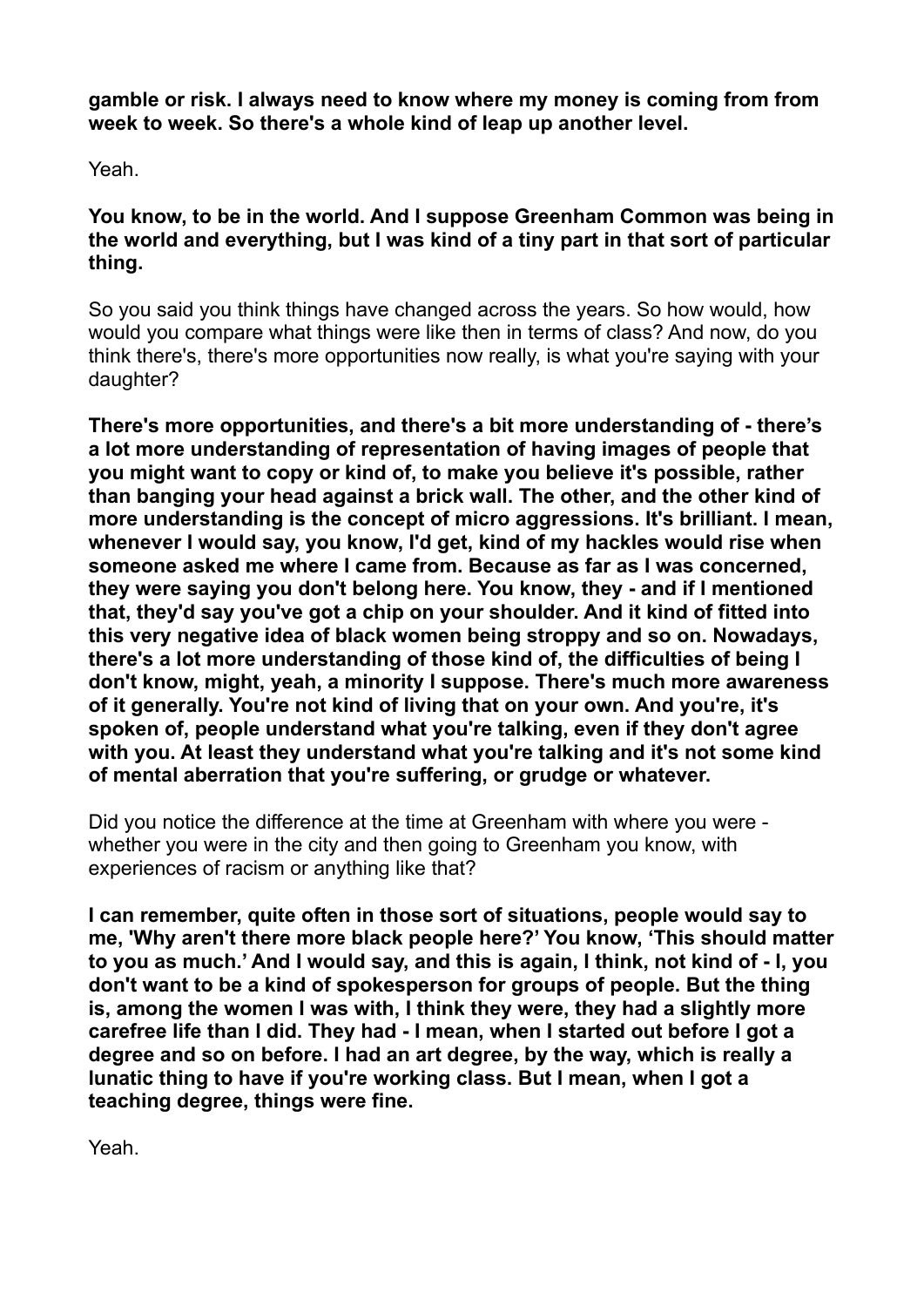**gamble or risk. I always need to know where my money is coming from from week to week. So there's a whole kind of leap up another level.**

Yeah.

**You know, to be in the world. And I suppose Greenham Common was being in the world and everything, but I was kind of a tiny part in that sort of particular thing.**

So you said you think things have changed across the years. So how would, how would you compare what things were like then in terms of class? And now, do you think there's, there's more opportunities now really, is what you're saying with your daughter?

**There's more opportunities, and there's a bit more understanding of - there's a lot more understanding of representation of having images of people that you might want to copy or kind of, to make you believe it's possible, rather than banging your head against a brick wall. The other, and the other kind of more understanding is the concept of micro aggressions. It's brilliant. I mean, whenever I would say, you know, I'd get, kind of my hackles would rise when someone asked me where I came from. Because as far as I was concerned, they were saying you don't belong here. You know, they - and if I mentioned that, they'd say you've got a chip on your shoulder. And it kind of fitted into this very negative idea of black women being stroppy and so on. Nowadays, there's a lot more understanding of those kind of, the difficulties of being I don't know, might, yeah, a minority I suppose. There's much more awareness of it generally. You're not kind of living that on your own. And you're, it's spoken of, people understand what you're talking, even if they don't agree with you. At least they understand what you're talking and it's not some kind of mental aberration that you're suffering, or grudge or whatever.**

Did you notice the difference at the time at Greenham with where you were - whether you were in the city and then going to Greenham you know, with experiences of racism or anything like that?

**I can remember, quite often in those sort of situations, people would say to me, 'Why aren't there more black people here?' You know, 'This should matter to you as much.' And I would say, and this is again, I think, not kind of - I, you don't want to be a kind of spokesperson for groups of people. But the thing is, among the women I was with, I think they were, they had a slightly more carefree life than I did. They had - I mean, when I started out before I got a degree and so on before. I had an art degree, by the way, which is really a lunatic thing to have if you're working class. But I mean, when I got a teaching degree, things were fine.**

Yeah.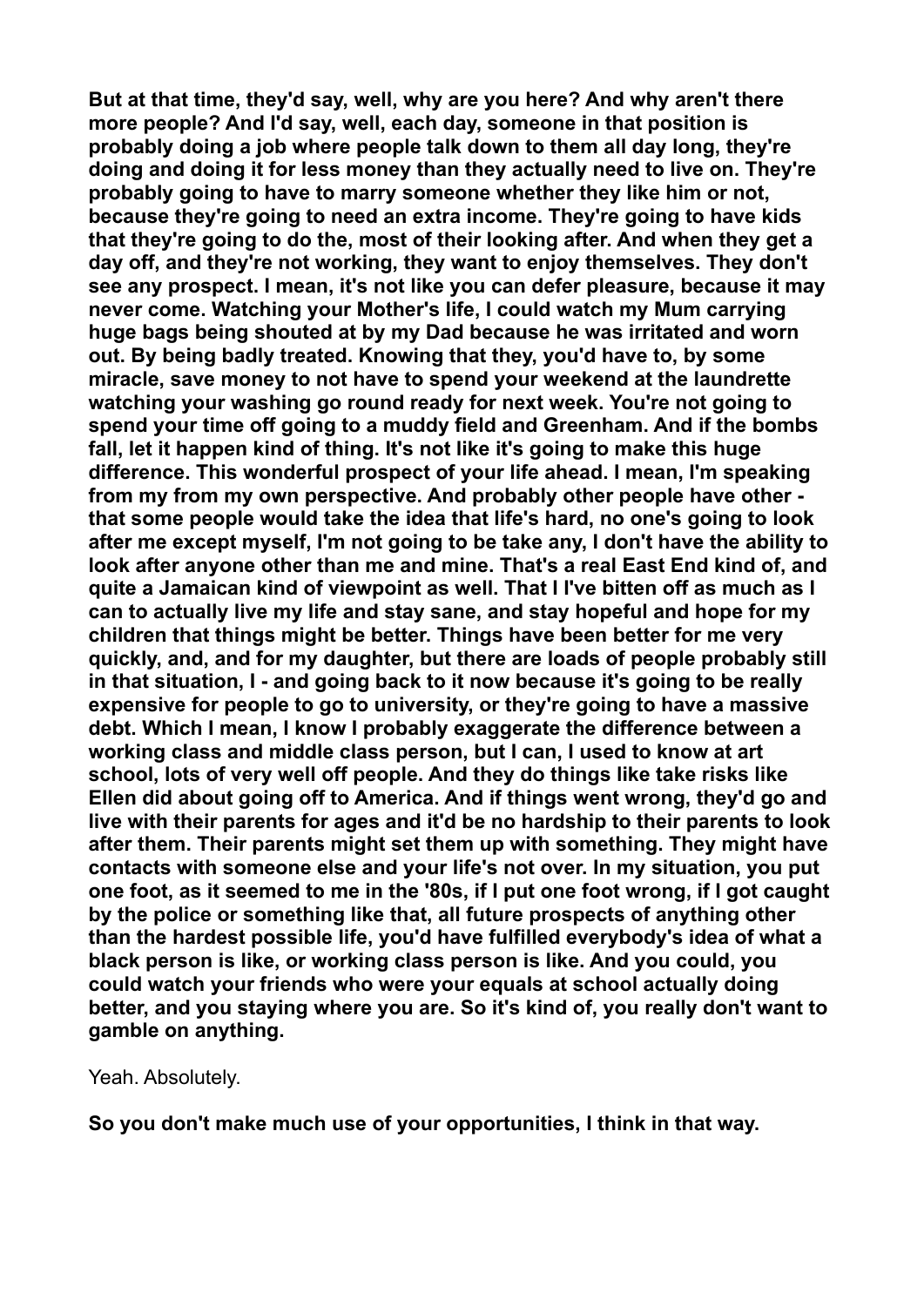**But at that time, they'd say, well, why are you here? And why aren't there more people? And I'd say, well, each day, someone in that position is probably doing a job where people talk down to them all day long, they're doing and doing it for less money than they actually need to live on. They're probably going to have to marry someone whether they like him or not, because they're going to need an extra income. They're going to have kids that they're going to do the, most of their looking after. And when they get a day off, and they're not working, they want to enjoy themselves. They don't see any prospect. I mean, it's not like you can defer pleasure, because it may never come. Watching your Mother's life, I could watch my Mum carrying huge bags being shouted at by my Dad because he was irritated and worn out. By being badly treated. Knowing that they, you'd have to, by some miracle, save money to not have to spend your weekend at the laundrette watching your washing go round ready for next week. You're not going to spend your time off going to a muddy field and Greenham. And if the bombs fall, let it happen kind of thing. It's not like it's going to make this huge difference. This wonderful prospect of your life ahead. I mean, I'm speaking from my from my own perspective. And probably other people have other - that some people would take the idea that life's hard, no one's going to look after me except myself, I'm not going to be take any, I don't have the ability to look after anyone other than me and mine. That's a real East End kind of, and quite a Jamaican kind of viewpoint as well. That I I've bitten off as much as I can to actually live my life and stay sane, and stay hopeful and hope for my children that things might be better. Things have been better for me very quickly, and, and for my daughter, but there are loads of people probably still in that situation, I - and going back to it now because it's going to be really expensive for people to go to university, or they're going to have a massive debt. Which I mean, I know I probably exaggerate the difference between a working class and middle class person, but I can, I used to know at art school, lots of very well off people. And they do things like take risks like Ellen did about going off to America. And if things went wrong, they'd go and live with their parents for ages and it'd be no hardship to their parents to look after them. Their parents might set them up with something. They might have contacts with someone else and your life's not over. In my situation, you put one foot, as it seemed to me in the '80s, if I put one foot wrong, if I got caught by the police or something like that, all future prospects of anything other than the hardest possible life, you'd have fulfilled everybody's idea of what a black person is like, or working class person is like. And you could, you could watch your friends who were your equals at school actually doing better, and you staying where you are. So it's kind of, you really don't want to gamble on anything.**

Yeah. Absolutely.

**So you don't make much use of your opportunities, I think in that way.**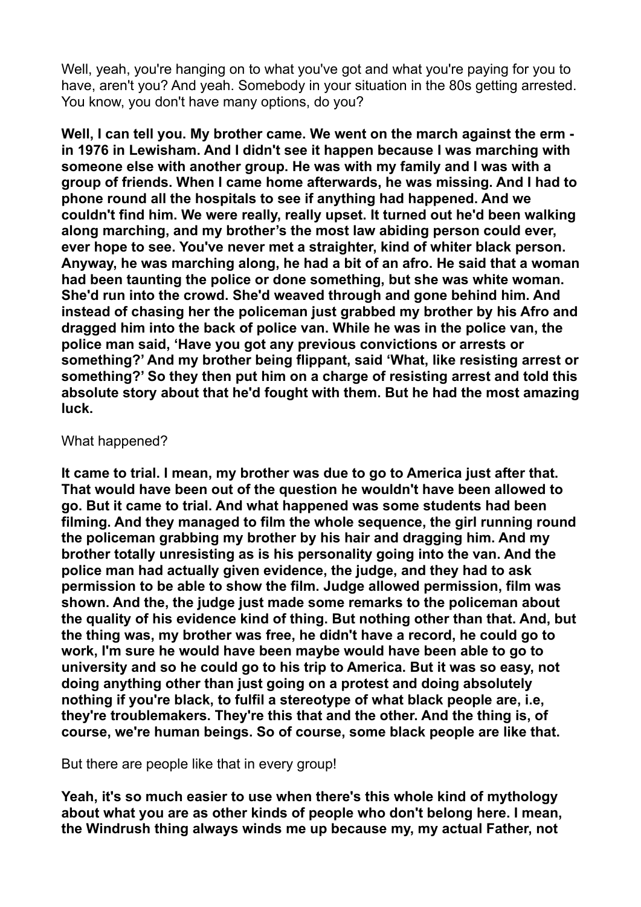Well, yeah, you're hanging on to what you've got and what you're paying for you to have, aren't you? And yeah. Somebody in your situation in the 80s getting arrested. You know, you don't have many options, do you?

**Well, I can tell you. My brother came. We went on the march against the erm - in 1976 in Lewisham. And I didn't see it happen because I was marching with someone else with another group. He was with my family and I was with a group of friends. When I came home afterwards, he was missing. And I had to phone round all the hospitals to see if anything had happened. And we couldn't find him. We were really, really upset. It turned out he'd been walking along marching, and my brother's the most law abiding person could ever, ever hope to see. You've never met a straighter, kind of whiter black person. Anyway, he was marching along, he had a bit of an afro. He said that a woman had been taunting the police or done something, but she was white woman. She'd run into the crowd. She'd weaved through and gone behind him. And instead of chasing her the policeman just grabbed my brother by his Afro and dragged him into the back of police van. While he was in the police van, the police man said, 'Have you got any previous convictions or arrests or something?' And my brother being flippant, said 'What, like resisting arrest or something?' So they then put him on a charge of resisting arrest and told this absolute story about that he'd fought with them. But he had the most amazing luck.**

What happened?

**It came to trial. I mean, my brother was due to go to America just after that. That would have been out of the question he wouldn't have been allowed to go. But it came to trial. And what happened was some students had been filming. And they managed to film the whole sequence, the girl running round the policeman grabbing my brother by his hair and dragging him. And my brother totally unresisting as is his personality going into the van. And the police man had actually given evidence, the judge, and they had to ask permission to be able to show the film. Judge allowed permission, film was shown. And the, the judge just made some remarks to the policeman about the quality of his evidence kind of thing. But nothing other than that. And, but the thing was, my brother was free, he didn't have a record, he could go to work, I'm sure he would have been maybe would have been able to go to university and so he could go to his trip to America. But it was so easy, not doing anything other than just going on a protest and doing absolutely nothing if you're black, to fulfil a stereotype of what black people are, i.e, they're troublemakers. They're this that and the other. And the thing is, of course, we're human beings. So of course, some black people are like that.**

But there are people like that in every group!

**Yeah, it's so much easier to use when there's this whole kind of mythology about what you are as other kinds of people who don't belong here. I mean, the Windrush thing always winds me up because my, my actual Father, not**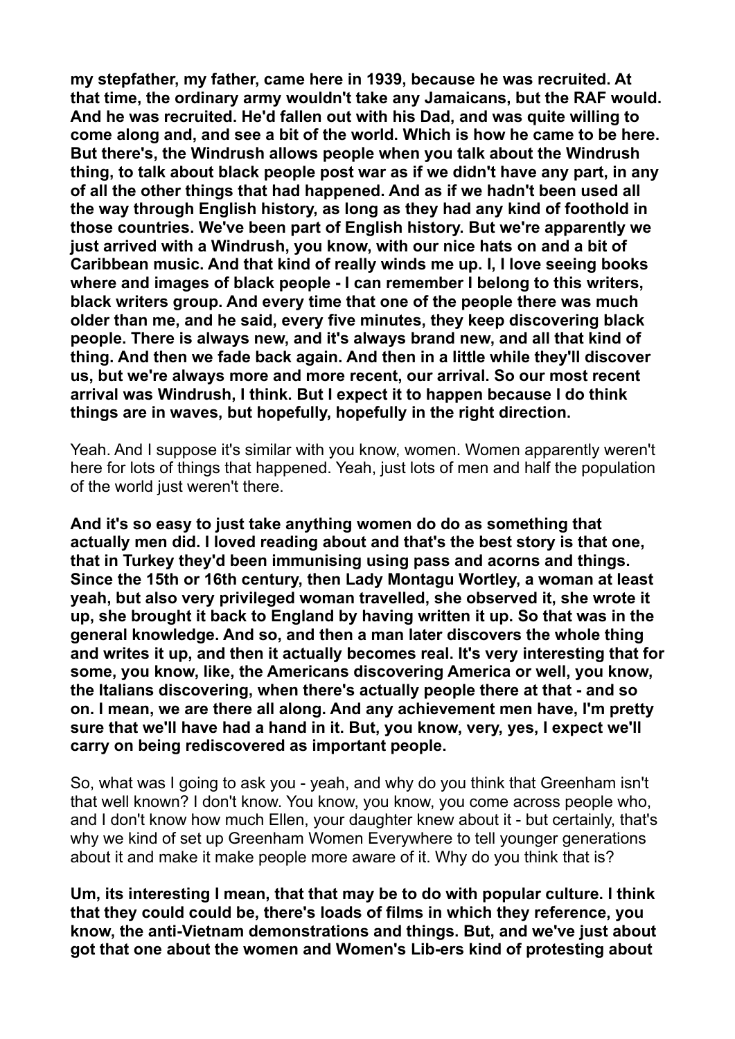**my stepfather, my father, came here in 1939, because he was recruited. At that time, the ordinary army wouldn't take any Jamaicans, but the RAF would. And he was recruited. He'd fallen out with his Dad, and was quite willing to come along and, and see a bit of the world. Which is how he came to be here. But there's, the Windrush allows people when you talk about the Windrush thing, to talk about black people post war as if we didn't have any part, in any of all the other things that had happened. And as if we hadn't been used all the way through English history, as long as they had any kind of foothold in those countries. We've been part of English history. But we're apparently we just arrived with a Windrush, you know, with our nice hats on and a bit of Caribbean music. And that kind of really winds me up. I, I love seeing books where and images of black people - I can remember I belong to this writers, black writers group. And every time that one of the people there was much older than me, and he said, every five minutes, they keep discovering black people. There is always new, and it's always brand new, and all that kind of thing. And then we fade back again. And then in a little while they'll discover us, but we're always more and more recent, our arrival. So our most recent arrival was Windrush, I think. But I expect it to happen because I do think things are in waves, but hopefully, hopefully in the right direction.**

Yeah. And I suppose it's similar with you know, women. Women apparently weren't here for lots of things that happened. Yeah, just lots of men and half the population of the world just weren't there.

**And it's so easy to just take anything women do do as something that actually men did. I loved reading about and that's the best story is that one, that in Turkey they'd been immunising using pass and acorns and things. Since the 15th or 16th century, then Lady Montagu Wortley, a woman at least yeah, but also very privileged woman travelled, she observed it, she wrote it up, she brought it back to England by having written it up. So that was in the general knowledge. And so, and then a man later discovers the whole thing and writes it up, and then it actually becomes real. It's very interesting that for some, you know, like, the Americans discovering America or well, you know, the Italians discovering, when there's actually people there at that - and so on. I mean, we are there all along. And any achievement men have, I'm pretty sure that we'll have had a hand in it. But, you know, very, yes, I expect we'll carry on being rediscovered as important people.**

So, what was I going to ask you - yeah, and why do you think that Greenham isn't that well known? I don't know. You know, you know, you come across people who, and I don't know how much Ellen, your daughter knew about it - but certainly, that's why we kind of set up Greenham Women Everywhere to tell younger generations about it and make it make people more aware of it. Why do you think that is?

**Um, its interesting I mean, that that may be to do with popular culture. I think that they could could be, there's loads of films in which they reference, you know, the anti-Vietnam demonstrations and things. But, and we've just about got that one about the women and Women's Lib-ers kind of protesting about**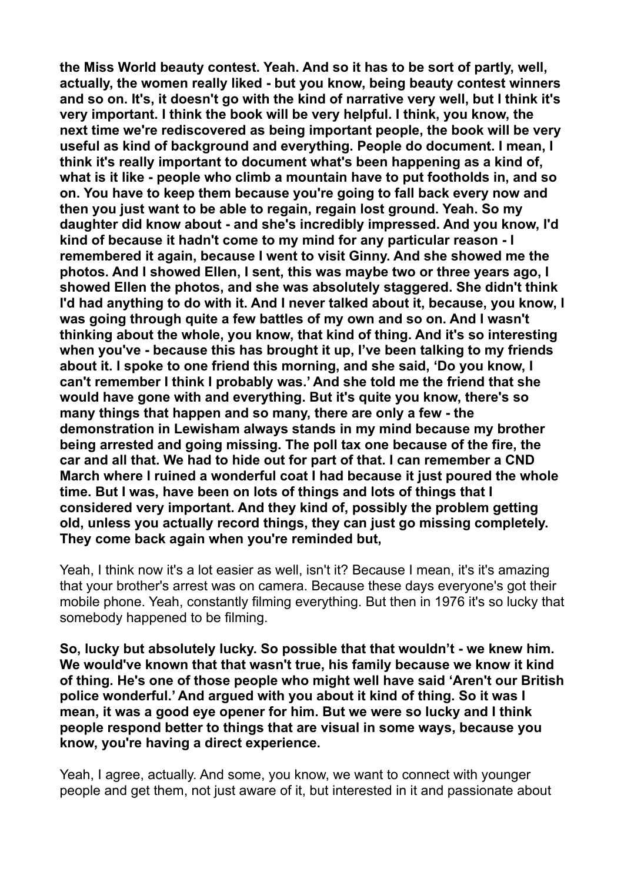**the Miss World beauty contest. Yeah. And so it has to be sort of partly, well, actually, the women really liked - but you know, being beauty contest winners and so on. It's, it doesn't go with the kind of narrative very well, but I think it's very important. I think the book will be very helpful. I think, you know, the next time we're rediscovered as being important people, the book will be very useful as kind of background and everything. People do document. I mean, I think it's really important to document what's been happening as a kind of, what is it like - people who climb a mountain have to put footholds in, and so on. You have to keep them because you're going to fall back every now and then you just want to be able to regain, regain lost ground. Yeah. So my daughter did know about - and she's incredibly impressed. And you know, I'd kind of because it hadn't come to my mind for any particular reason - I remembered it again, because I went to visit Ginny. And she showed me the photos. And I showed Ellen, I sent, this was maybe two or three years ago, I showed Ellen the photos, and she was absolutely staggered. She didn't think I'd had anything to do with it. And I never talked about it, because, you know, I was going through quite a few battles of my own and so on. And I wasn't thinking about the whole, you know, that kind of thing. And it's so interesting when you've - because this has brought it up, I've been talking to my friends about it. I spoke to one friend this morning, and she said, 'Do you know, I can't remember I think I probably was.' And she told me the friend that she would have gone with and everything. But it's quite you know, there's so many things that happen and so many, there are only a few - the demonstration in Lewisham always stands in my mind because my brother being arrested and going missing. The poll tax one because of the fire, the car and all that. We had to hide out for part of that. I can remember a CND March where I ruined a wonderful coat I had because it just poured the whole time. But I was, have been on lots of things and lots of things that I considered very important. And they kind of, possibly the problem getting old, unless you actually record things, they can just go missing completely. They come back again when you're reminded but,**

Yeah, I think now it's a lot easier as well, isn't it? Because I mean, it's it's amazing that your brother's arrest was on camera. Because these days everyone's got their mobile phone. Yeah, constantly filming everything. But then in 1976 it's so lucky that somebody happened to be filming.

**So, lucky but absolutely lucky. So possible that that wouldn't - we knew him. We would've known that that wasn't true, his family because we know it kind of thing. He's one of those people who might well have said 'Aren't our British police wonderful.' And argued with you about it kind of thing. So it was I mean, it was a good eye opener for him. But we were so lucky and I think people respond better to things that are visual in some ways, because you know, you're having a direct experience.**

Yeah, I agree, actually. And some, you know, we want to connect with younger people and get them, not just aware of it, but interested in it and passionate about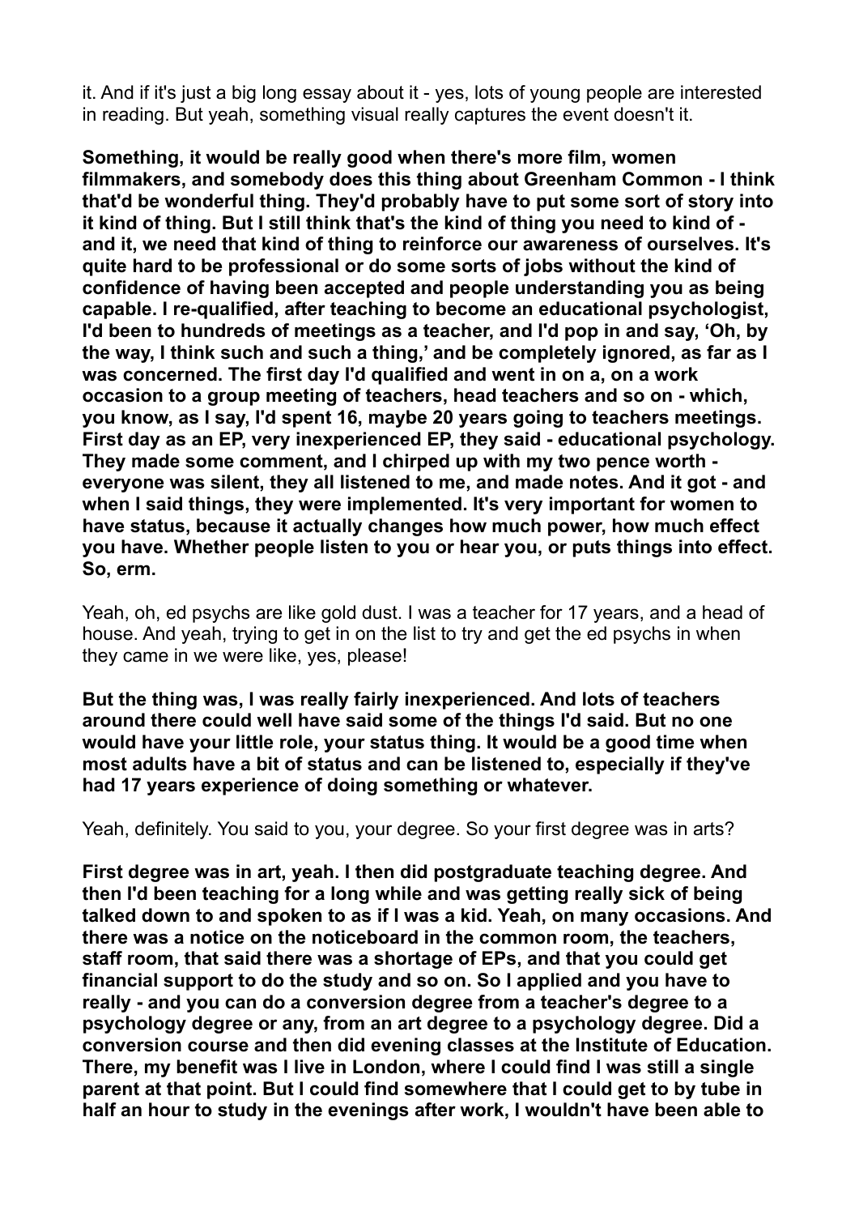it. And if it's just a big long essay about it - yes, lots of young people are interested in reading. But yeah, something visual really captures the event doesn't it.

**Something, it would be really good when there's more film, women filmmakers, and somebody does this thing about Greenham Common - I think that'd be wonderful thing. They'd probably have to put some sort of story into it kind of thing. But I still think that's the kind of thing you need to kind of - and it, we need that kind of thing to reinforce our awareness of ourselves. It's quite hard to be professional or do some sorts of jobs without the kind of confidence of having been accepted and people understanding you as being capable. I re-qualified, after teaching to become an educational psychologist, I'd been to hundreds of meetings as a teacher, and I'd pop in and say, 'Oh, by the way, I think such and such a thing,' and be completely ignored, as far as I was concerned. The first day I'd qualified and went in on a, on a work occasion to a group meeting of teachers, head teachers and so on - which, you know, as I say, I'd spent 16, maybe 20 years going to teachers meetings. First day as an EP, very inexperienced EP, they said - educational psychology. They made some comment, and I chirped up with my two pence worth - everyone was silent, they all listened to me, and made notes. And it got - and when I said things, they were implemented. It's very important for women to have status, because it actually changes how much power, how much effect you have. Whether people listen to you or hear you, or puts things into effect. So, erm.**

Yeah, oh, ed psychs are like gold dust. I was a teacher for 17 years, and a head of house. And yeah, trying to get in on the list to try and get the ed psychs in when they came in we were like, yes, please!

**But the thing was, I was really fairly inexperienced. And lots of teachers around there could well have said some of the things I'd said. But no one would have your little role, your status thing. It would be a good time when most adults have a bit of status and can be listened to, especially if they've had 17 years experience of doing something or whatever.**

Yeah, definitely. You said to you, your degree. So your first degree was in arts?

**First degree was in art, yeah. I then did postgraduate teaching degree. And then I'd been teaching for a long while and was getting really sick of being talked down to and spoken to as if I was a kid. Yeah, on many occasions. And there was a notice on the noticeboard in the common room, the teachers, staff room, that said there was a shortage of EPs, and that you could get financial support to do the study and so on. So I applied and you have to really - and you can do a conversion degree from a teacher's degree to a psychology degree or any, from an art degree to a psychology degree. Did a conversion course and then did evening classes at the Institute of Education. There, my benefit was I live in London, where I could find I was still a single parent at that point. But I could find somewhere that I could get to by tube in half an hour to study in the evenings after work, I wouldn't have been able to**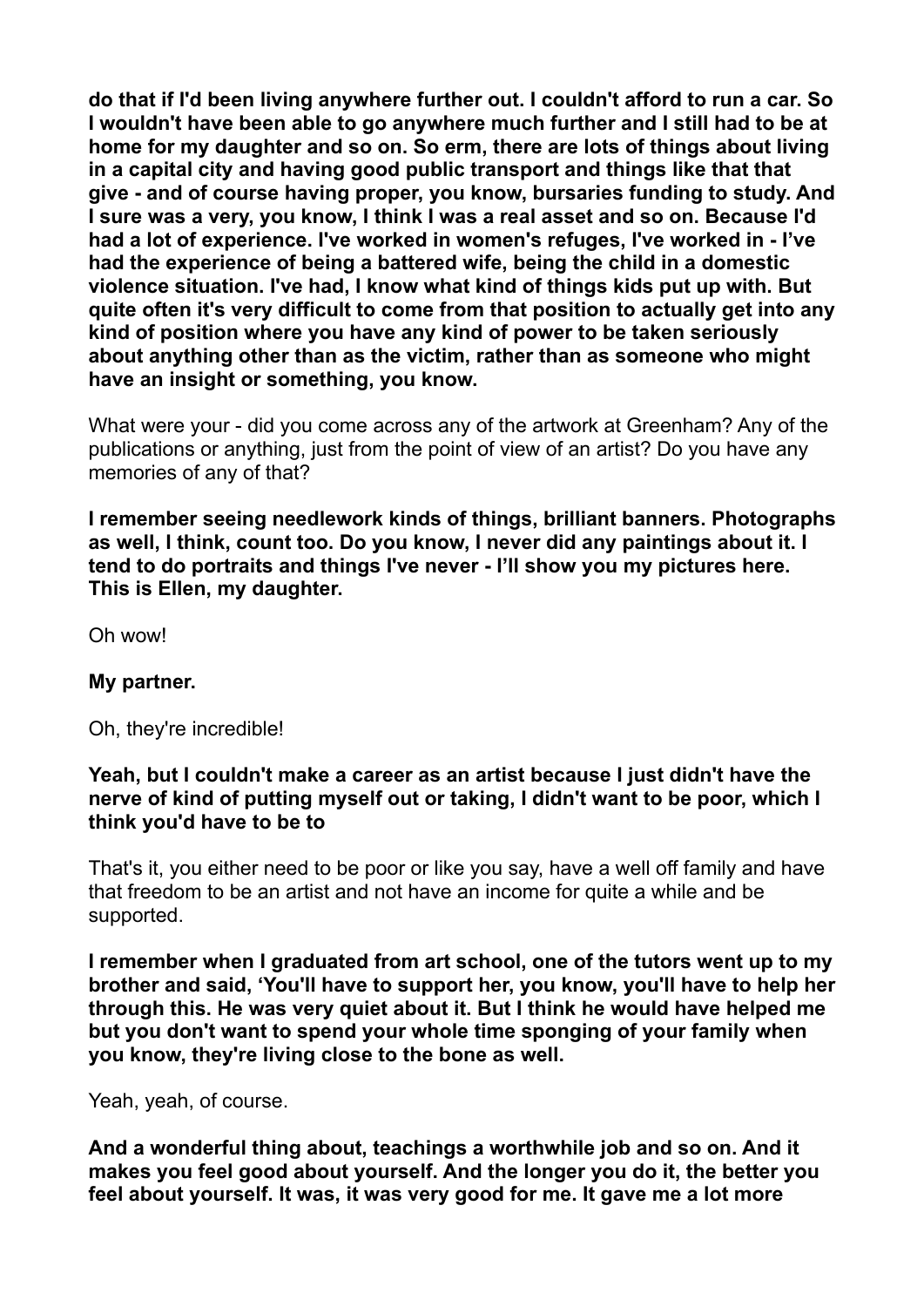**do that if I'd been living anywhere further out. I couldn't afford to run a car. So I wouldn't have been able to go anywhere much further and I still had to be at home for my daughter and so on. So erm, there are lots of things about living in a capital city and having good public transport and things like that that give - and of course having proper, you know, bursaries funding to study. And I sure was a very, you know, I think I was a real asset and so on. Because I'd had a lot of experience. I've worked in women's refuges, I've worked in - I've had the experience of being a battered wife, being the child in a domestic violence situation. I've had, I know what kind of things kids put up with. But quite often it's very difficult to come from that position to actually get into any kind of position where you have any kind of power to be taken seriously about anything other than as the victim, rather than as someone who might have an insight or something, you know.**

What were your - did you come across any of the artwork at Greenham? Any of the publications or anything, just from the point of view of an artist? Do you have any memories of any of that?

**I remember seeing needlework kinds of things, brilliant banners. Photographs as well, I think, count too. Do you know, I never did any paintings about it. I tend to do portraits and things I've never - I'll show you my pictures here. This is Ellen, my daughter.**

Oh wow!

**My partner.**

Oh, they're incredible!

**Yeah, but I couldn't make a career as an artist because I just didn't have the nerve of kind of putting myself out or taking, I didn't want to be poor, which I think you'd have to be to**

That's it, you either need to be poor or like you say, have a well off family and have that freedom to be an artist and not have an income for quite a while and be supported.

**I remember when I graduated from art school, one of the tutors went up to my brother and said, 'You'll have to support her, you know, you'll have to help her through this. He was very quiet about it. But I think he would have helped me but you don't want to spend your whole time sponging of your family when you know, they're living close to the bone as well.**

Yeah, yeah, of course.

**And a wonderful thing about, teachings a worthwhile job and so on. And it makes you feel good about yourself. And the longer you do it, the better you feel about yourself. It was, it was very good for me. It gave me a lot more**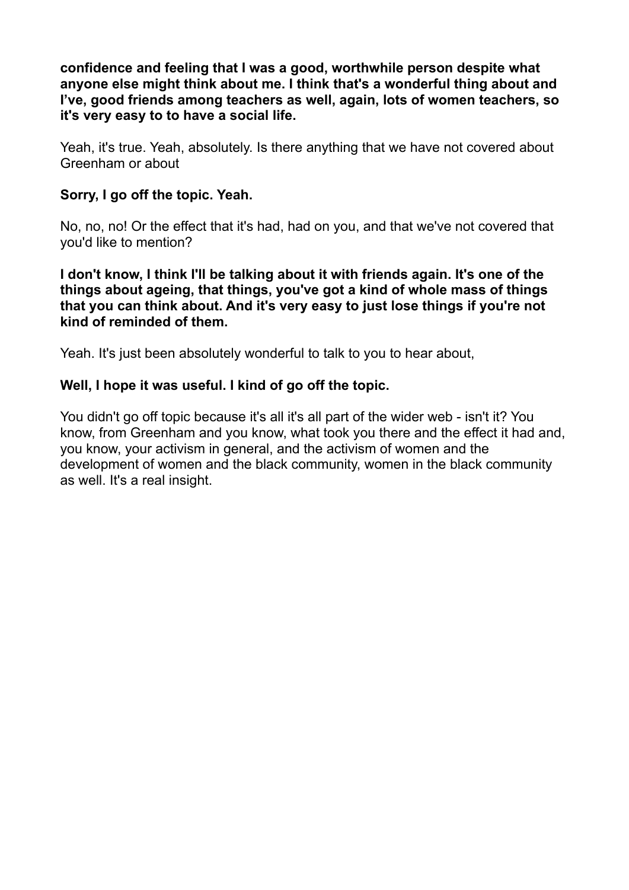**confidence and feeling that I was a good, worthwhile person despite what anyone else might think about me. I think that's a wonderful thing about and I've, good friends among teachers as well, again, lots of women teachers, so it's very easy to to have a social life.**

Yeah, it's true. Yeah, absolutely. Is there anything that we have not covered about Greenham or about

**Sorry, I go off the topic. Yeah.**

No, no, no! Or the effect that it's had, had on you, and that we've not covered that you'd like to mention?

**I don't know, I think I'll be talking about it with friends again. It's one of the things about ageing, that things, you've got a kind of whole mass of things that you can think about. And it's very easy to just lose things if you're not kind of reminded of them.**

Yeah. It's just been absolutely wonderful to talk to you to hear about,

**Well, I hope it was useful. I kind of go off the topic.**

You didn't go off topic because it's all it's all part of the wider web - isn't it? You know, from Greenham and you know, what took you there and the effect it had and, you know, your activism in general, and the activism of women and the development of women and the black community, women in the black community as well. It's a real insight.